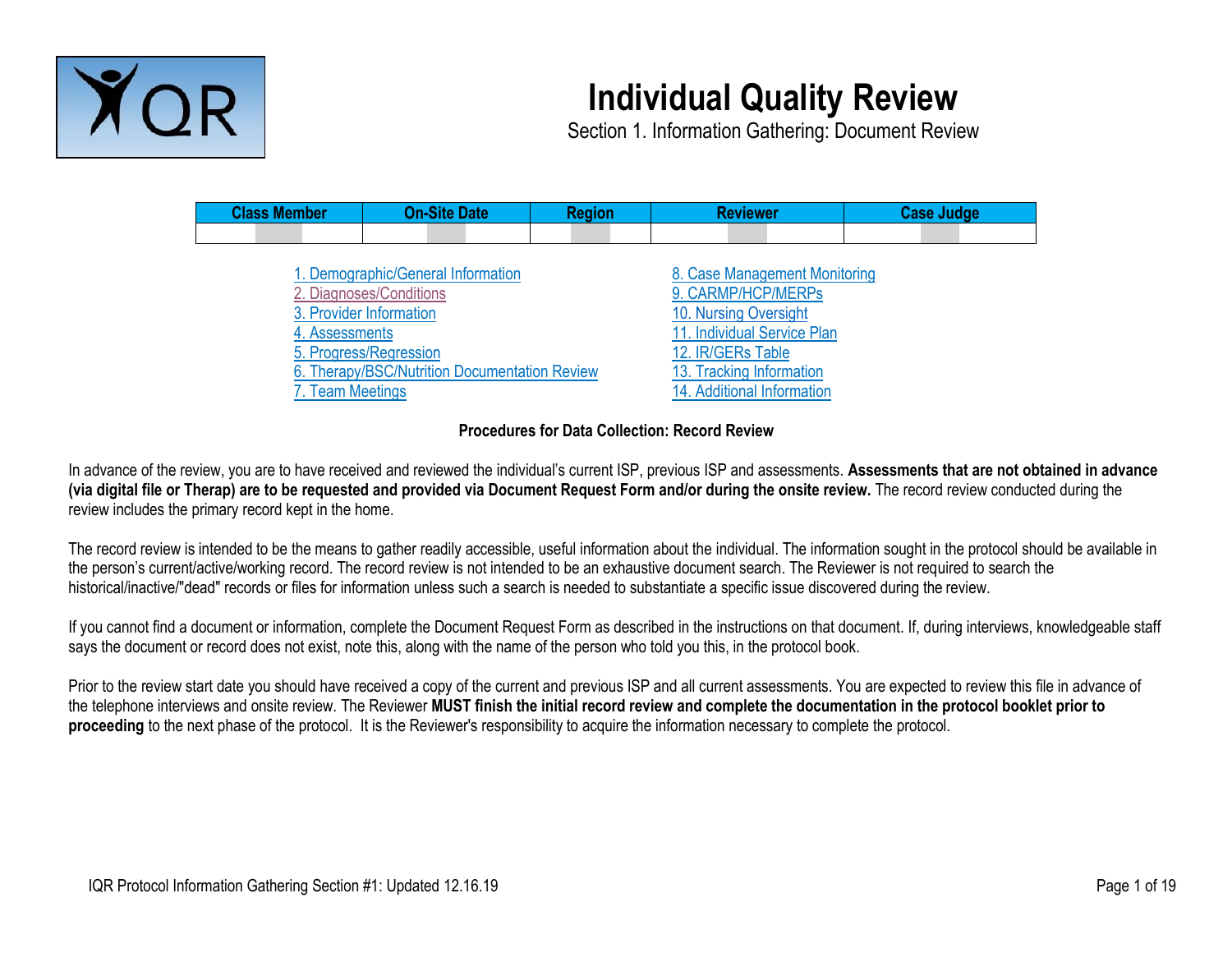# Individual Quality Review

Section 1. Information Gathering: Document Review

| Class Member | On-Site Date | Region | Reviewer | Case Judge |
| --- | --- | --- | --- | --- |
| | | | | |

1. Demographic/General Information
2. Diagnoses/Conditions
3. Provider Information
4. Assessments
5. Progress/Regression
6. Therapy/BSC/Nutrition Documentation Review
7. Team Meetings
8. Case Management Monitoring
9. CARMP/HCP/MERPs
10. Nursing Oversight
11. Individual Service Plan
12. IR/GERs Table
13. Tracking Information
14. Additional Information

**Procedures for Data Collection: Record Review**

In advance of the review, you are to have received and reviewed the individual's current ISP, previous ISP and assessments. **Assessments that are not obtained in advance (via digital file or Therap) are to be requested and provided via Document Request Form and/or during the onsite review.** The record review conducted during the review includes the primary record kept in the home.

The record review is intended to be the means to gather readily accessible, useful information about the individual. The information sought in the protocol should be available in the person's current/active/working record. The record review is not intended to be an exhaustive document search. The Reviewer is not required to search the historical/inactive/"dead" records or files for information unless such a search is needed to substantiate a specific issue discovered during the review.

If you cannot find a document or information, complete the Document Request Form as described in the instructions on that document. If, during interviews, knowledgeable staff says the document or record does not exist, note this, along with the name of the person who told you this, in the protocol book.

Prior to the review start date you should have received a copy of the current and previous ISP and all current assessments. You are expected to review this file in advance of the telephone interviews and onsite review. The Reviewer **MUST finish the initial record review and complete the documentation in the protocol booklet prior to proceeding** to the next phase of the protocol. It is the Reviewer's responsibility to acquire the information necessary to complete the protocol.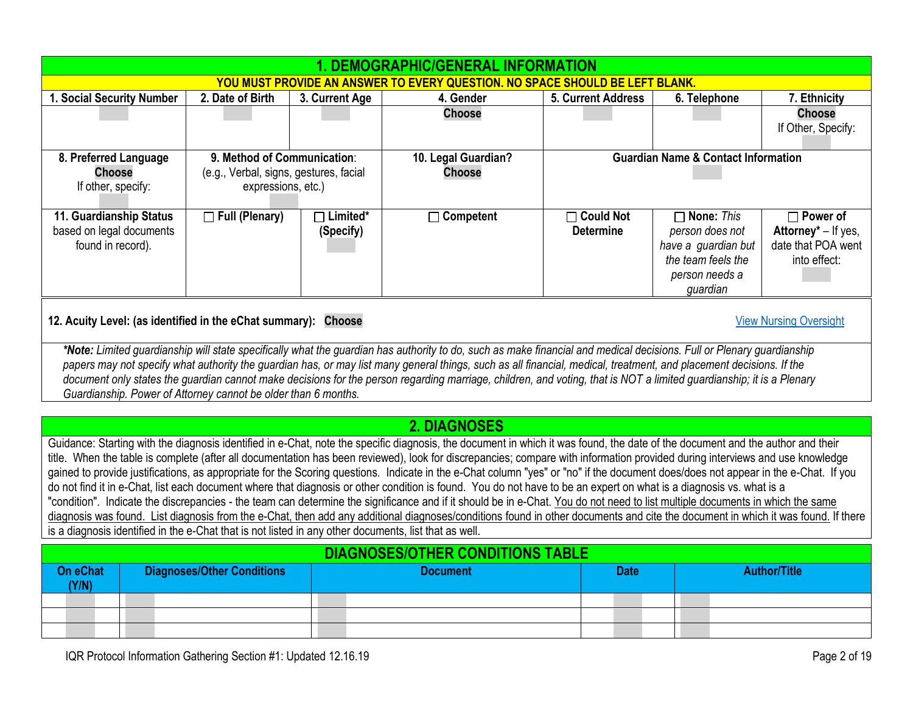## 1. DEMOGRAPHIC/GENERAL INFORMATION

**YOU MUST PROVIDE AN ANSWER TO EVERY QUESTION. NO SPACE SHOULD BE LEFT BLANK.**

| 1. Social Security Number | 2. Date of Birth | 3. Current Age | 4. Gender | 5. Current Address | 6. Telephone | 7. Ethnicity |
|---|---|---|---|---|---|---|
| | | | Choose | | | Choose<br>If Other, Specify: |
| **8. Preferred Language**<br>Choose<br>If other, specify: | **9. Method of Communication**:<br>(e.g., Verbal, signs, gestures, facial expressions, etc.) | | **10. Legal Guardian?**<br>Choose | **Guardian Name & Contact Information** | | |
| **11. Guardianship Status** based on legal documents found in record). | ☐ **Full (Plenary)** | ☐ **Limited\*** **(Specify)** | ☐ **Competent** | ☐ **Could Not Determine** | ☐ **None:** *This person does not have a guardian but the team feels the person needs a guardian* | ☐ **Power of Attorney\*** – If yes, date that POA went into effect: |

**12. Acuity Level: (as identified in the eChat summary):** Choose

View Nursing Oversight

***Note:** Limited guardianship will state specifically what the guardian has authority to do, such as make financial and medical decisions. Full or Plenary guardianship papers may not specify what authority the guardian has, or may list many general things, such as all financial, medical, treatment, and placement decisions. If the document only states the guardian cannot make decisions for the person regarding marriage, children, and voting, that is NOT a limited guardianship; it is a Plenary Guardianship. Power of Attorney cannot be older than 6 months.*

## 2. DIAGNOSES

Guidance: Starting with the diagnosis identified in e-Chat, note the specific diagnosis, the document in which it was found, the date of the document and the author and their title. When the table is complete (after all documentation has been reviewed), look for discrepancies; compare with information provided during interviews and use knowledge gained to provide justifications, as appropriate for the Scoring questions. Indicate in the e-Chat column "yes" or "no" if the document does/does not appear in the e-Chat. If you do not find it in e-Chat, list each document where that diagnosis or other condition is found. You do not have to be an expert on what is a diagnosis vs. what is a "condition". Indicate the discrepancies - the team can determine the significance and if it should be in e-Chat. You do not need to list multiple documents in which the same diagnosis was found. List diagnosis from the e-Chat, then add any additional diagnoses/conditions found in other documents and cite the document in which it was found. If there is a diagnosis identified in the e-Chat that is not listed in any other documents, list that as well.

### DIAGNOSES/OTHER CONDITIONS TABLE

| On eChat (Y/N) | Diagnoses/Other Conditions | Document | Date | Author/Title |
|---|---|---|---|---|
| | | | | |
| | | | | |
| | | | | |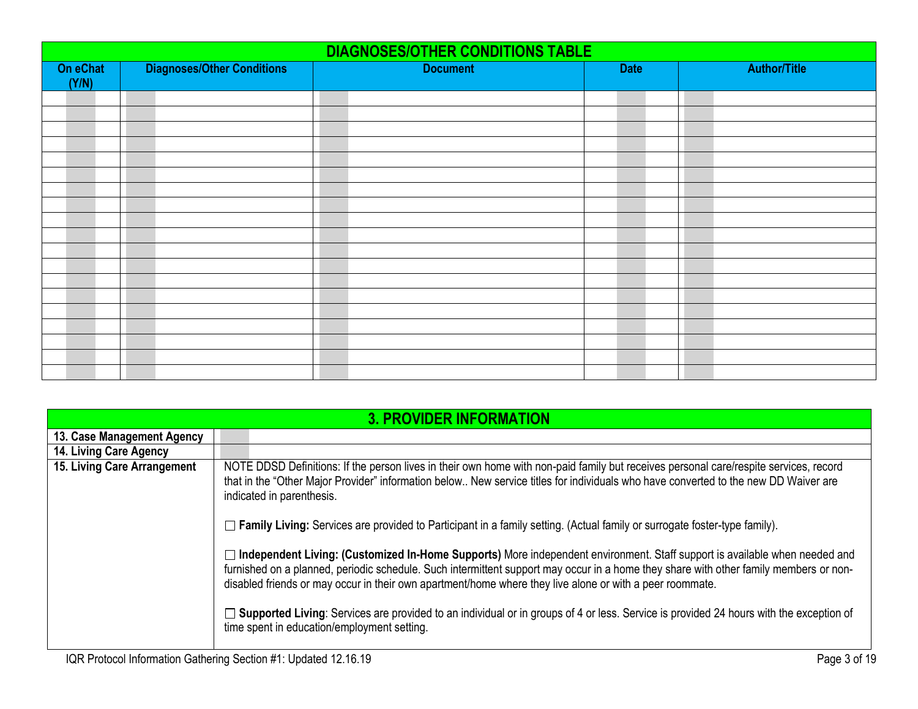| DIAGNOSES/OTHER CONDITIONS TABLE | | | | |
|---|---|---|---|---|
| **On eChat (Y/N)** | **Diagnoses/Other Conditions** | **Document** | **Date** | **Author/Title** |
| | | | | |
| | | | | |
| | | | | |
| | | | | |
| | | | | |
| | | | | |
| | | | | |
| | | | | |
| | | | | |
| | | | | |
| | | | | |
| | | | | |
| | | | | |
| | | | | |
| | | | | |
| | | | | |
| | | | | |
| | | | | |
| | | | | |

| 3. PROVIDER INFORMATION | |
|---|---|
| **13. Case Management Agency** | |
| **14. Living Care Agency** | |
| **15. Living Care Arrangement** | NOTE DDSD Definitions: If the person lives in their own home with non-paid family but receives personal care/respite services, record that in the "Other Major Provider" information below.. New service titles for individuals who have converted to the new DD Waiver are indicated in parenthesis.<br><br>☐ **Family Living:** Services are provided to Participant in a family setting. (Actual family or surrogate foster-type family).<br><br>☐ **Independent Living: (Customized In-Home Supports)** More independent environment. Staff support is available when needed and furnished on a planned, periodic schedule. Such intermittent support may occur in a home they share with other family members or non-disabled friends or may occur in their own apartment/home where they live alone or with a peer roommate.<br><br>☐ **Supported Living**: Services are provided to an individual or in groups of 4 or less. Service is provided 24 hours with the exception of time spent in education/employment setting. |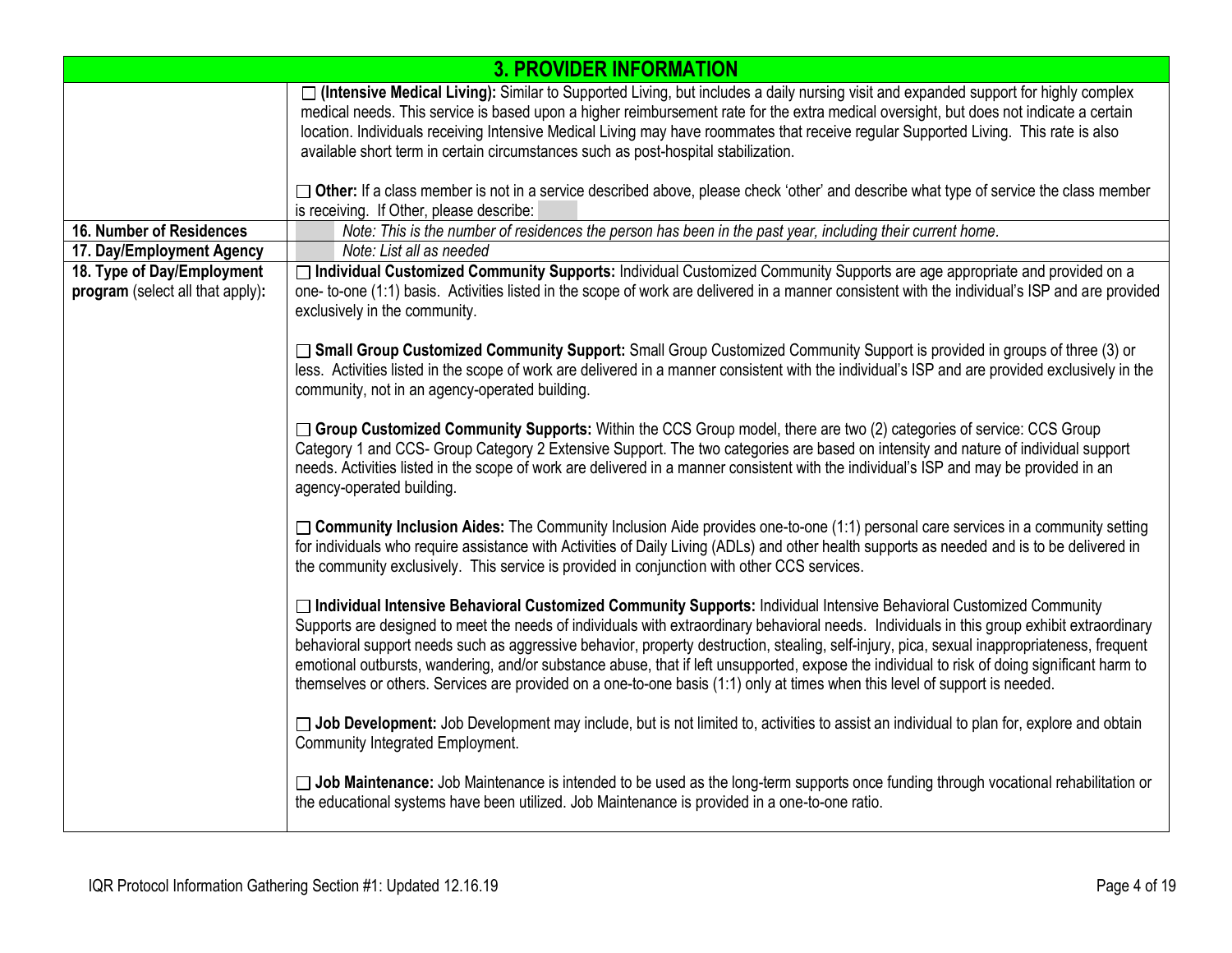## 3. PROVIDER INFORMATION

| | |
|---|---|
| | ☐ **(Intensive Medical Living):** Similar to Supported Living, but includes a daily nursing visit and expanded support for highly complex medical needs. This service is based upon a higher reimbursement rate for the extra medical oversight, but does not indicate a certain location. Individuals receiving Intensive Medical Living may have roommates that receive regular Supported Living. This rate is also available short term in certain circumstances such as post-hospital stabilization.<br><br>☐ **Other:** If a class member is not in a service described above, please check 'other' and describe what type of service the class member is receiving. If Other, please describe: |
| **16. Number of Residences** | *Note: This is the number of residences the person has been in the past year, including their current home.* |
| **17. Day/Employment Agency** | *Note: List all as needed* |
| **18. Type of Day/Employment program** (select all that apply): | ☐ **Individual Customized Community Supports:** Individual Customized Community Supports are age appropriate and provided on a one- to-one (1:1) basis. Activities listed in the scope of work are delivered in a manner consistent with the individual's ISP and are provided exclusively in the community.<br><br>☐ **Small Group Customized Community Support:** Small Group Customized Community Support is provided in groups of three (3) or less. Activities listed in the scope of work are delivered in a manner consistent with the individual's ISP and are provided exclusively in the community, not in an agency-operated building.<br><br>☐ **Group Customized Community Supports:** Within the CCS Group model, there are two (2) categories of service: CCS Group Category 1 and CCS- Group Category 2 Extensive Support. The two categories are based on intensity and nature of individual support needs. Activities listed in the scope of work are delivered in a manner consistent with the individual's ISP and may be provided in an agency-operated building.<br><br>☐ **Community Inclusion Aides:** The Community Inclusion Aide provides one-to-one (1:1) personal care services in a community setting for individuals who require assistance with Activities of Daily Living (ADLs) and other health supports as needed and is to be delivered in the community exclusively. This service is provided in conjunction with other CCS services.<br><br>☐ **Individual Intensive Behavioral Customized Community Supports:** Individual Intensive Behavioral Customized Community Supports are designed to meet the needs of individuals with extraordinary behavioral needs. Individuals in this group exhibit extraordinary behavioral support needs such as aggressive behavior, property destruction, stealing, self-injury, pica, sexual inappropriateness, frequent emotional outbursts, wandering, and/or substance abuse, that if left unsupported, expose the individual to risk of doing significant harm to themselves or others. Services are provided on a one-to-one basis (1:1) only at times when this level of support is needed.<br><br>☐ **Job Development:** Job Development may include, but is not limited to, activities to assist an individual to plan for, explore and obtain Community Integrated Employment.<br><br>☐ **Job Maintenance:** Job Maintenance is intended to be used as the long-term supports once funding through vocational rehabilitation or the educational systems have been utilized. Job Maintenance is provided in a one-to-one ratio. |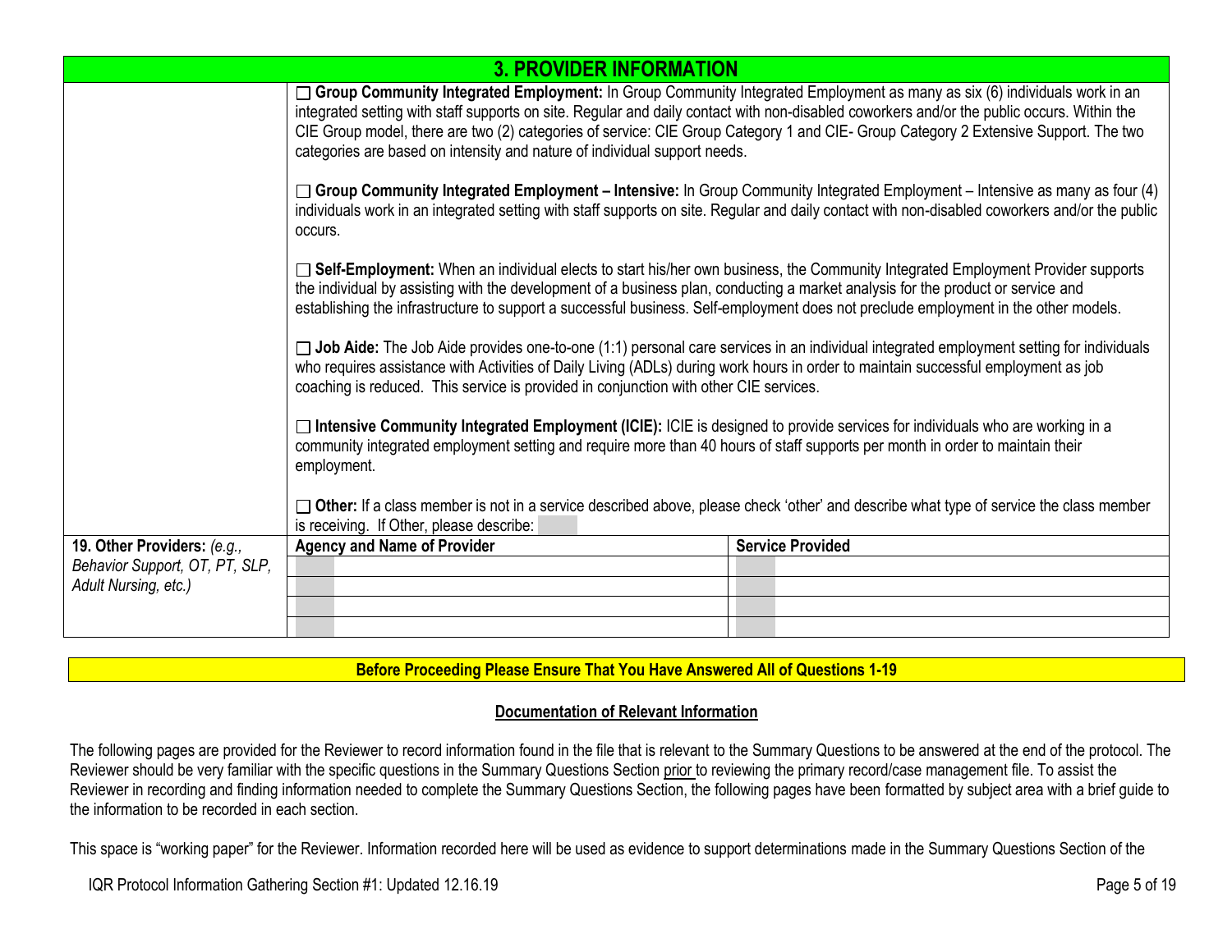## 3. PROVIDER INFORMATION

☐ **Group Community Integrated Employment:** In Group Community Integrated Employment as many as six (6) individuals work in an integrated setting with staff supports on site. Regular and daily contact with non-disabled coworkers and/or the public occurs. Within the CIE Group model, there are two (2) categories of service: CIE Group Category 1 and CIE- Group Category 2 Extensive Support. The two categories are based on intensity and nature of individual support needs.

☐ **Group Community Integrated Employment – Intensive:** In Group Community Integrated Employment – Intensive as many as four (4) individuals work in an integrated setting with staff supports on site. Regular and daily contact with non-disabled coworkers and/or the public occurs.

☐ **Self-Employment:** When an individual elects to start his/her own business, the Community Integrated Employment Provider supports the individual by assisting with the development of a business plan, conducting a market analysis for the product or service and establishing the infrastructure to support a successful business. Self-employment does not preclude employment in the other models.

☐ **Job Aide:** The Job Aide provides one-to-one (1:1) personal care services in an individual integrated employment setting for individuals who requires assistance with Activities of Daily Living (ADLs) during work hours in order to maintain successful employment as job coaching is reduced. This service is provided in conjunction with other CIE services.

☐ **Intensive Community Integrated Employment (ICIE):** ICIE is designed to provide services for individuals who are working in a community integrated employment setting and require more than 40 hours of staff supports per month in order to maintain their employment.

☐ **Other:** If a class member is not in a service described above, please check 'other' and describe what type of service the class member is receiving. If Other, please describe:

| **19. Other Providers:** *(e.g., Behavior Support, OT, PT, SLP, Adult Nursing, etc.)* | **Agency and Name of Provider** | **Service Provided** |
|---|---|---|
| | | |
| | | |
| | | |
| | | |

**Before Proceeding Please Ensure That You Have Answered All of Questions 1-19**

**Documentation of Relevant Information**

The following pages are provided for the Reviewer to record information found in the file that is relevant to the Summary Questions to be answered at the end of the protocol. The Reviewer should be very familiar with the specific questions in the Summary Questions Section prior to reviewing the primary record/case management file. To assist the Reviewer in recording and finding information needed to complete the Summary Questions Section, the following pages have been formatted by subject area with a brief guide to the information to be recorded in each section.

This space is "working paper" for the Reviewer. Information recorded here will be used as evidence to support determinations made in the Summary Questions Section of the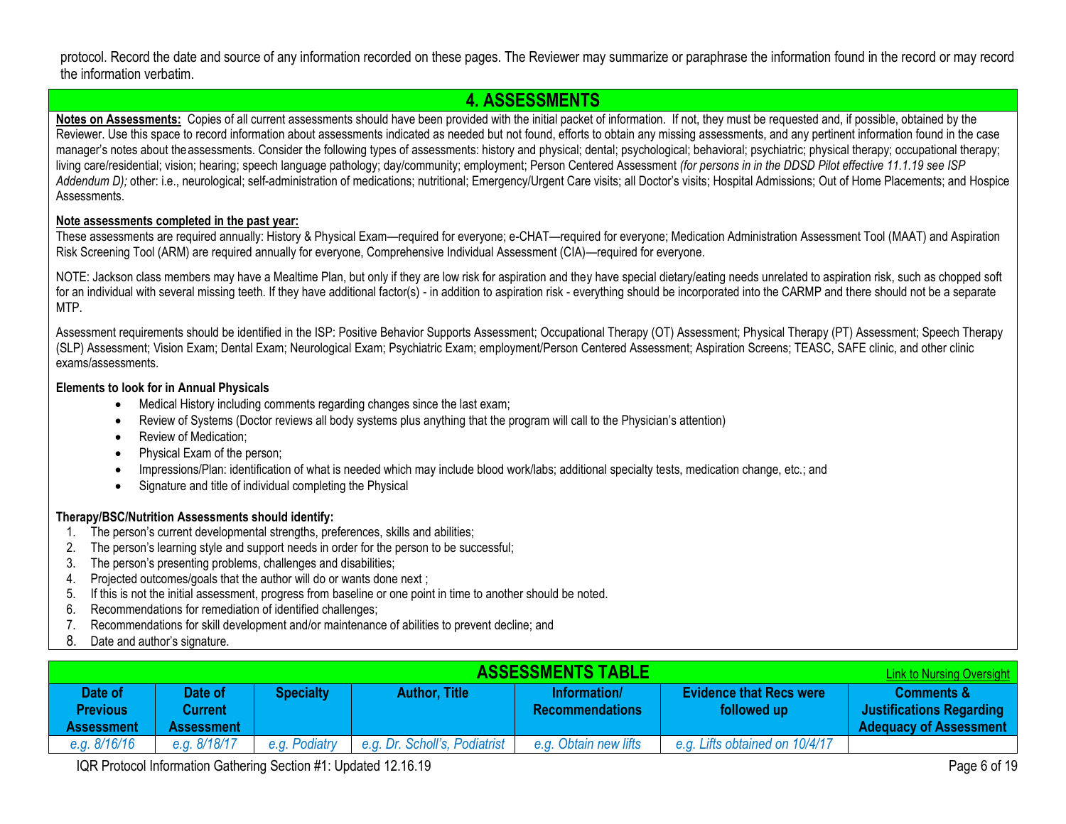protocol. Record the date and source of any information recorded on these pages. The Reviewer may summarize or paraphrase the information found in the record or may record the information verbatim.

## 4. ASSESSMENTS

**Notes on Assessments:** Copies of all current assessments should have been provided with the initial packet of information. If not, they must be requested and, if possible, obtained by the Reviewer. Use this space to record information about assessments indicated as needed but not found, efforts to obtain any missing assessments, and any pertinent information found in the case manager's notes about the assessments. Consider the following types of assessments: history and physical; dental; psychological; behavioral; psychiatric; physical therapy; occupational therapy; living care/residential; vision; hearing; speech language pathology; day/community; employment; Person Centered Assessment *(for persons in in the DDSD Pilot effective 11.1.19 see ISP Addendum D);* other: i.e., neurological; self-administration of medications; nutritional; Emergency/Urgent Care visits; all Doctor's visits; Hospital Admissions; Out of Home Placements; and Hospice Assessments.

**Note assessments completed in the past year:**

These assessments are required annually: History & Physical Exam—required for everyone; e-CHAT—required for everyone; Medication Administration Assessment Tool (MAAT) and Aspiration Risk Screening Tool (ARM) are required annually for everyone, Comprehensive Individual Assessment (CIA)—required for everyone.

NOTE: Jackson class members may have a Mealtime Plan, but only if they are low risk for aspiration and they have special dietary/eating needs unrelated to aspiration risk, such as chopped soft for an individual with several missing teeth. If they have additional factor(s) - in addition to aspiration risk - everything should be incorporated into the CARMP and there should not be a separate MTP.

Assessment requirements should be identified in the ISP: Positive Behavior Supports Assessment; Occupational Therapy (OT) Assessment; Physical Therapy (PT) Assessment; Speech Therapy (SLP) Assessment; Vision Exam; Dental Exam; Neurological Exam; Psychiatric Exam; employment/Person Centered Assessment; Aspiration Screens; TEASC, SAFE clinic, and other clinic exams/assessments.

**Elements to look for in Annual Physicals**

- Medical History including comments regarding changes since the last exam;
- Review of Systems (Doctor reviews all body systems plus anything that the program will call to the Physician's attention)
- Review of Medication;
- Physical Exam of the person;
- Impressions/Plan: identification of what is needed which may include blood work/labs; additional specialty tests, medication change, etc.; and
- Signature and title of individual completing the Physical

**Therapy/BSC/Nutrition Assessments should identify:**

1. The person's current developmental strengths, preferences, skills and abilities;
2. The person's learning style and support needs in order for the person to be successful;
3. The person's presenting problems, challenges and disabilities;
4. Projected outcomes/goals that the author will do or wants done next ;
5. If this is not the initial assessment, progress from baseline or one point in time to another should be noted.
6. Recommendations for remediation of identified challenges;
7. Recommendations for skill development and/or maintenance of abilities to prevent decline; and
8. Date and author's signature.

**ASSESSMENTS TABLE** — Link to Nursing Oversight

| Date of Previous Assessment | Date of Current Assessment | Specialty | Author, Title | Information/ Recommendations | Evidence that Recs were followed up | Comments & Justifications Regarding Adequacy of Assessment |
|---|---|---|---|---|---|---|
| *e.g. 8/16/16* | *e.g. 8/18/17* | *e.g. Podiatry* | *e.g. Dr. Scholl's, Podiatrist* | *e.g. Obtain new lifts* | *e.g. Lifts obtained on 10/4/17* | |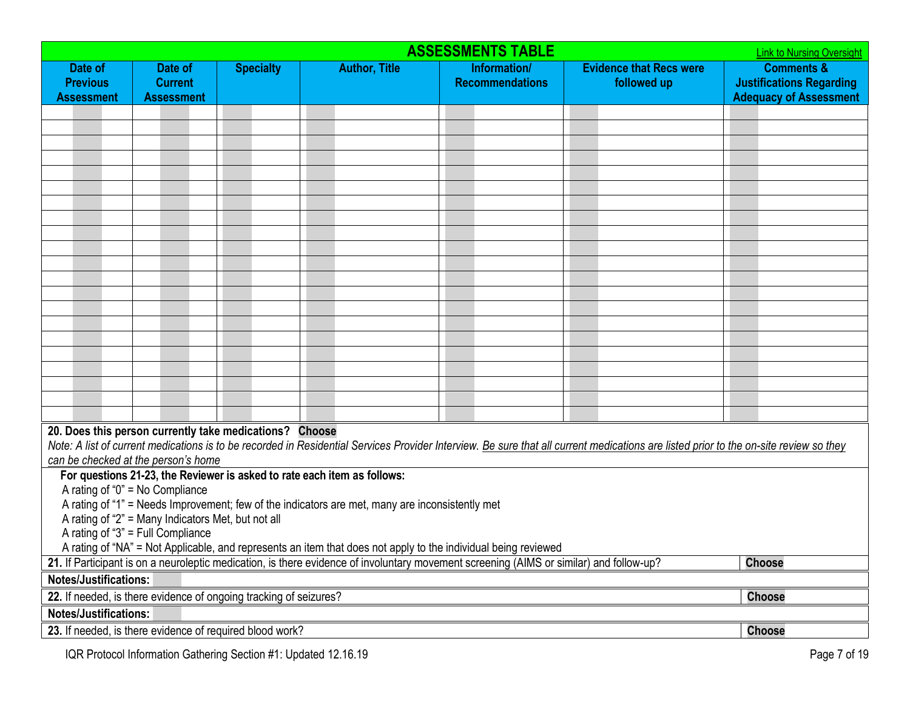## ASSESSMENTS TABLE

Link to Nursing Oversight

| Date of Previous Assessment | Date of Current Assessment | Specialty | Author, Title | Information/ Recommendations | Evidence that Recs were followed up | Comments & Justifications Regarding Adequacy of Assessment |
|---|---|---|---|---|---|---|
| | | | | | | |
| | | | | | | |
| | | | | | | |
| | | | | | | |
| | | | | | | |
| | | | | | | |
| | | | | | | |
| | | | | | | |
| | | | | | | |
| | | | | | | |
| | | | | | | |
| | | | | | | |
| | | | | | | |
| | | | | | | |
| | | | | | | |
| | | | | | | |
| | | | | | | |
| | | | | | | |
| | | | | | | |
| | | | | | | |
| | | | | | | |

**20. Does this person currently take medications? Choose**

*Note: A list of current medications is to be recorded in Residential Services Provider Interview. Be sure that all current medications are listed prior to the on-site review so they can be checked at the person's home*

**For questions 21-23, the Reviewer is asked to rate each item as follows:**

A rating of "0" = No Compliance

A rating of "1" = Needs Improvement; few of the indicators are met, many are inconsistently met

A rating of "2" = Many Indicators Met, but not all

A rating of "3" = Full Compliance

A rating of "NA" = Not Applicable, and represents an item that does not apply to the individual being reviewed

**21.** If Participant is on a neuroleptic medication, is there evidence of involuntary movement screening (AIMS or similar) and follow-up? **Choose**

**Notes/Justifications:**

**22.** If needed, is there evidence of ongoing tracking of seizures? **Choose**

**Notes/Justifications:**

**23.** If needed, is there evidence of required blood work? **Choose**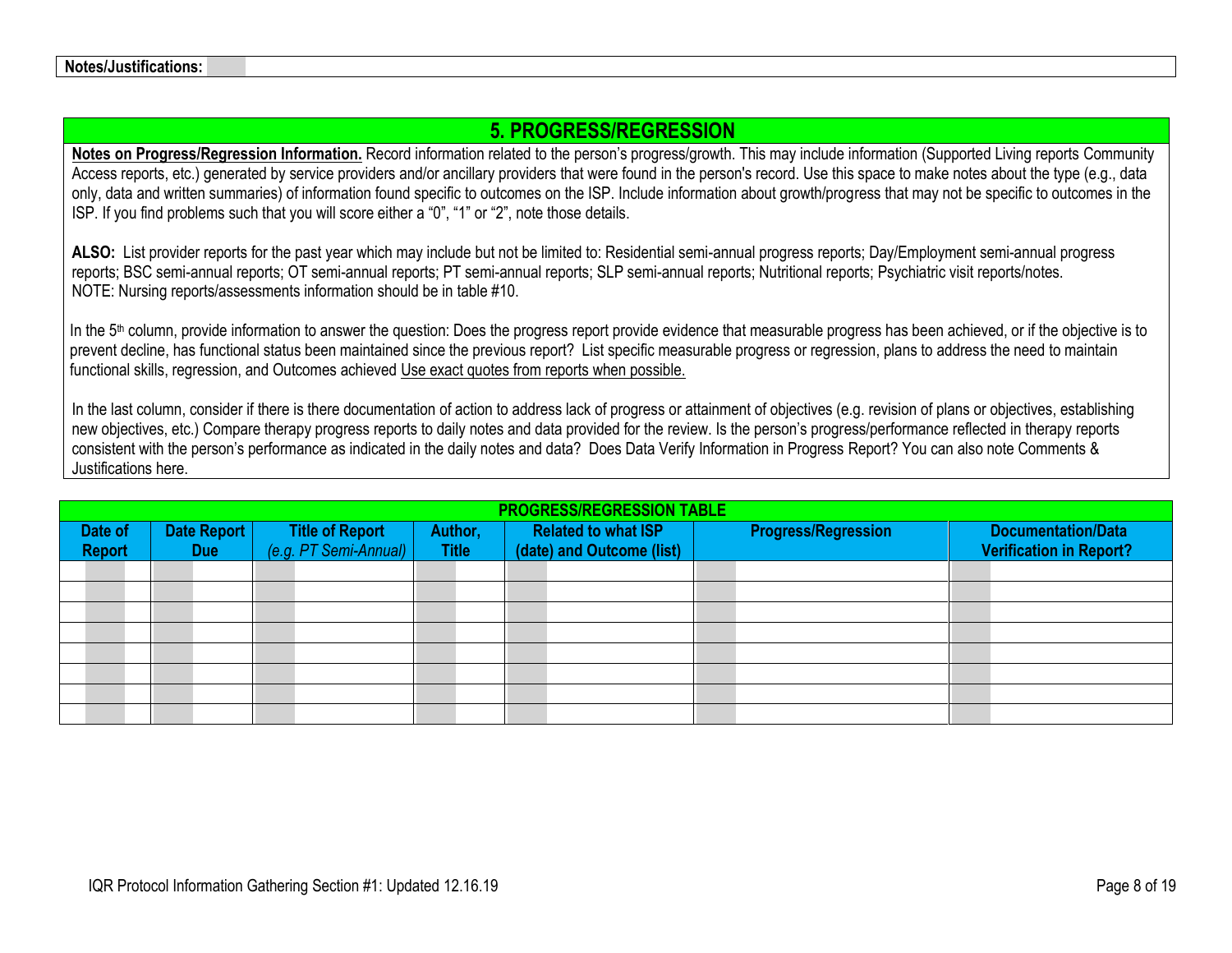| Notes/Justifications: |
|---|

## 5. PROGRESS/REGRESSION

**Notes on Progress/Regression Information.** Record information related to the person's progress/growth. This may include information (Supported Living reports Community Access reports, etc.) generated by service providers and/or ancillary providers that were found in the person's record. Use this space to make notes about the type (e.g., data only, data and written summaries) of information found specific to outcomes on the ISP. Include information about growth/progress that may not be specific to outcomes in the ISP. If you find problems such that you will score either a "0", "1" or "2", note those details.

**ALSO:** List provider reports for the past year which may include but not be limited to: Residential semi-annual progress reports; Day/Employment semi-annual progress reports; BSC semi-annual reports; OT semi-annual reports; PT semi-annual reports; SLP semi-annual reports; Nutritional reports; Psychiatric visit reports/notes.
NOTE: Nursing reports/assessments information should be in table #10.

In the 5th column, provide information to answer the question: Does the progress report provide evidence that measurable progress has been achieved, or if the objective is to prevent decline, has functional status been maintained since the previous report? List specific measurable progress or regression, plans to address the need to maintain functional skills, regression, and Outcomes achieved Use exact quotes from reports when possible.

In the last column, consider if there is there documentation of action to address lack of progress or attainment of objectives (e.g. revision of plans or objectives, establishing new objectives, etc.) Compare therapy progress reports to daily notes and data provided for the review. Is the person's progress/performance reflected in therapy reports consistent with the person's performance as indicated in the daily notes and data? Does Data Verify Information in Progress Report? You can also note Comments & Justifications here.

**PROGRESS/REGRESSION TABLE**

| Date of Report | Date Report Due | Title of Report *(e.g. PT Semi-Annual)* | Author, Title | Related to what ISP (date) and Outcome (list) | Progress/Regression | Documentation/Data Verification in Report? |
|---|---|---|---|---|---|---|
| | | | | | | |
| | | | | | | |
| | | | | | | |
| | | | | | | |
| | | | | | | |
| | | | | | | |
| | | | | | | |
| | | | | | | |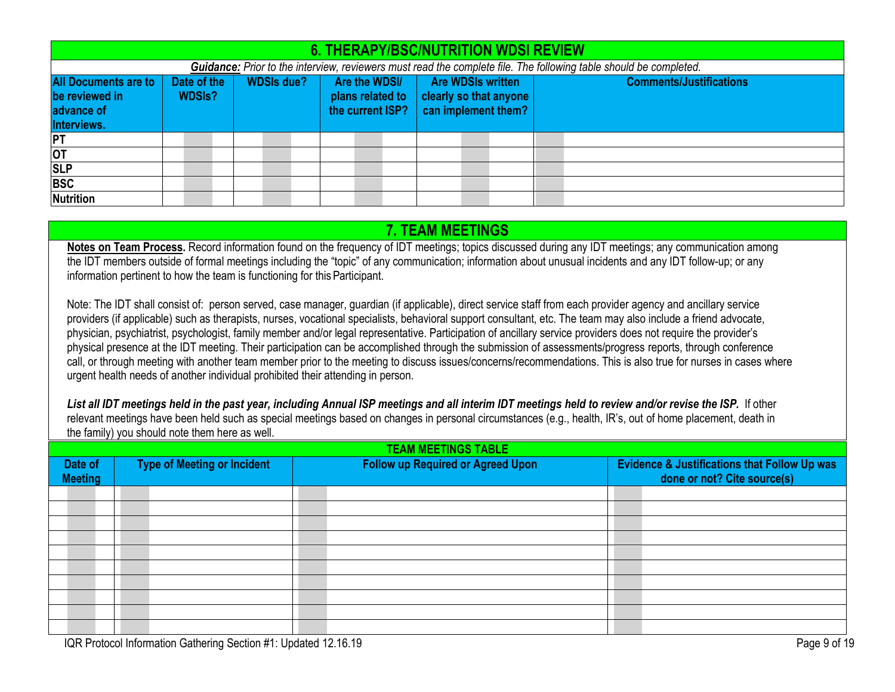## 6. THERAPY/BSC/NUTRITION WDSI REVIEW

***Guidance:*** *Prior to the interview, reviewers must read the complete file. The following table should be completed.*

| All Documents are to be reviewed in advance of Interviews. | Date of the WDSIs? | WDSIs due? | Are the WDSI/ plans related to the current ISP? | Are WDSIs written clearly so that anyone can implement them? | Comments/Justifications |
|---|---|---|---|---|---|
| PT | | | | | |
| OT | | | | | |
| SLP | | | | | |
| BSC | | | | | |
| Nutrition | | | | | |

## 7. TEAM MEETINGS

**Notes on Team Process.** Record information found on the frequency of IDT meetings; topics discussed during any IDT meetings; any communication among the IDT members outside of formal meetings including the "topic" of any communication; information about unusual incidents and any IDT follow-up; or any information pertinent to how the team is functioning for this Participant.

Note: The IDT shall consist of: person served, case manager, guardian (if applicable), direct service staff from each provider agency and ancillary service providers (if applicable) such as therapists, nurses, vocational specialists, behavioral support consultant, etc. The team may also include a friend advocate, physician, psychiatrist, psychologist, family member and/or legal representative. Participation of ancillary service providers does not require the provider's physical presence at the IDT meeting. Their participation can be accomplished through the submission of assessments/progress reports, through conference call, or through meeting with another team member prior to the meeting to discuss issues/concerns/recommendations. This is also true for nurses in cases where urgent health needs of another individual prohibited their attending in person.

***List all IDT meetings held in the past year, including Annual ISP meetings and all interim IDT meetings held to review and/or revise the ISP.*** If other relevant meetings have been held such as special meetings based on changes in personal circumstances (e.g., health, IR's, out of home placement, death in the family) you should note them here as well.

**TEAM MEETINGS TABLE**

| Date of Meeting | Type of Meeting or Incident | Follow up Required or Agreed Upon | Evidence & Justifications that Follow Up was done or not? Cite source(s) |
|---|---|---|---|
| | | | |
| | | | |
| | | | |
| | | | |
| | | | |
| | | | |
| | | | |
| | | | |
| | | | |
| | | | |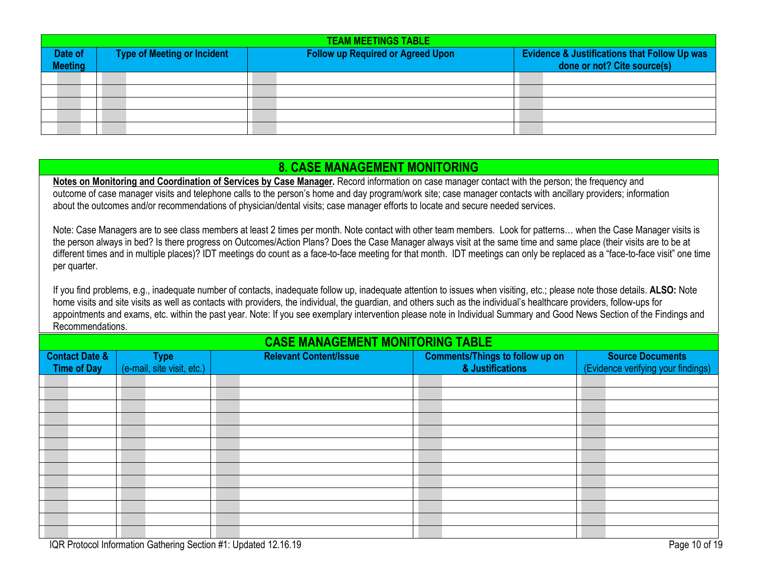| TEAM MEETINGS TABLE | | | |
|---|---|---|---|
| **Date of Meeting** | **Type of Meeting or Incident** | **Follow up Required or Agreed Upon** | **Evidence & Justifications that Follow Up was done or not? Cite source(s)** |
| | | | |
| | | | |
| | | | |
| | | | |
| | | | |

## 8. CASE MANAGEMENT MONITORING

**Notes on Monitoring and Coordination of Services by Case Manager.** Record information on case manager contact with the person; the frequency and outcome of case manager visits and telephone calls to the person's home and day program/work site; case manager contacts with ancillary providers; information about the outcomes and/or recommendations of physician/dental visits; case manager efforts to locate and secure needed services.

Note: Case Managers are to see class members at least 2 times per month. Note contact with other team members. Look for patterns… when the Case Manager visits is the person always in bed? Is there progress on Outcomes/Action Plans? Does the Case Manager always visit at the same time and same place (their visits are to be at different times and in multiple places)? IDT meetings do count as a face-to-face meeting for that month. IDT meetings can only be replaced as a "face-to-face visit" one time per quarter.

If you find problems, e.g., inadequate number of contacts, inadequate follow up, inadequate attention to issues when visiting, etc.; please note those details. **ALSO:** Note home visits and site visits as well as contacts with providers, the individual, the guardian, and others such as the individual's healthcare providers, follow-ups for appointments and exams, etc. within the past year. Note: If you see exemplary intervention please note in Individual Summary and Good News Section of the Findings and Recommendations.

| CASE MANAGEMENT MONITORING TABLE | | | | |
|---|---|---|---|---|
| **Contact Date & Time of Day** | **Type** (e-mail, site visit, etc.) | **Relevant Content/Issue** | **Comments/Things to follow up on & Justifications** | **Source Documents** (Evidence verifying your findings) |
| | | | | |
| | | | | |
| | | | | |
| | | | | |
| | | | | |
| | | | | |
| | | | | |
| | | | | |
| | | | | |
| | | | | |
| | | | | |
| | | | | |
| | | | | |

IQR Protocol Information Gathering Section #1: Updated 12.16.19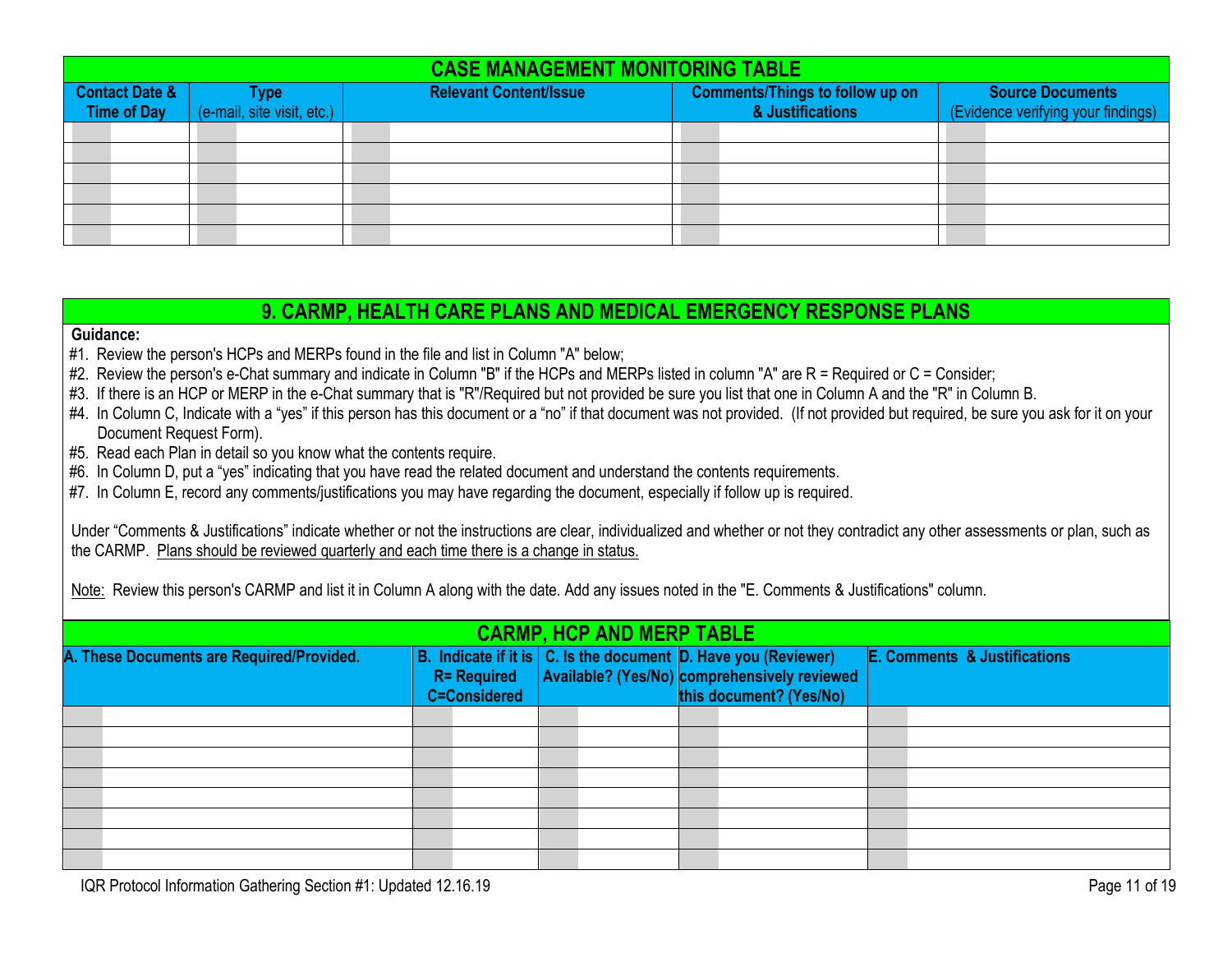## CASE MANAGEMENT MONITORING TABLE

| Contact Date & Time of Day | Type (e-mail, site visit, etc.) | Relevant Content/Issue | Comments/Things to follow up on & Justifications | Source Documents (Evidence verifying your findings) |
|---|---|---|---|---|
| | | | | |
| | | | | |
| | | | | |
| | | | | |
| | | | | |
| | | | | |

## 9. CARMP, HEALTH CARE PLANS AND MEDICAL EMERGENCY RESPONSE PLANS

**Guidance:**

#1. Review the person's HCPs and MERPs found in the file and list in Column "A" below;
#2. Review the person's e-Chat summary and indicate in Column "B" if the HCPs and MERPs listed in column "A" are R = Required or C = Consider;
#3. If there is an HCP or MERP in the e-Chat summary that is "R"/Required but not provided be sure you list that one in Column A and the "R" in Column B.
#4. In Column C, Indicate with a "yes" if this person has this document or a "no" if that document was not provided. (If not provided but required, be sure you ask for it on your Document Request Form).
#5. Read each Plan in detail so you know what the contents require.
#6. In Column D, put a "yes" indicating that you have read the related document and understand the contents requirements.
#7. In Column E, record any comments/justifications you may have regarding the document, especially if follow up is required.

Under "Comments & Justifications" indicate whether or not the instructions are clear, individualized and whether or not they contradict any other assessments or plan, such as the CARMP. Plans should be reviewed quarterly and each time there is a change in status.

Note: Review this person's CARMP and list it in Column A along with the date. Add any issues noted in the "E. Comments & Justifications" column.

## CARMP, HCP AND MERP TABLE

| A. These Documents are Required/Provided. | B. Indicate if it is R= Required C=Considered | C. Is the document Available? (Yes/No) | D. Have you (Reviewer) comprehensively reviewed this document? (Yes/No) | E. Comments & Justifications |
|---|---|---|---|---|
| | | | | |
| | | | | |
| | | | | |
| | | | | |
| | | | | |
| | | | | |
| | | | | |
| | | | | |

IQR Protocol Information Gathering Section #1: Updated 12.16.19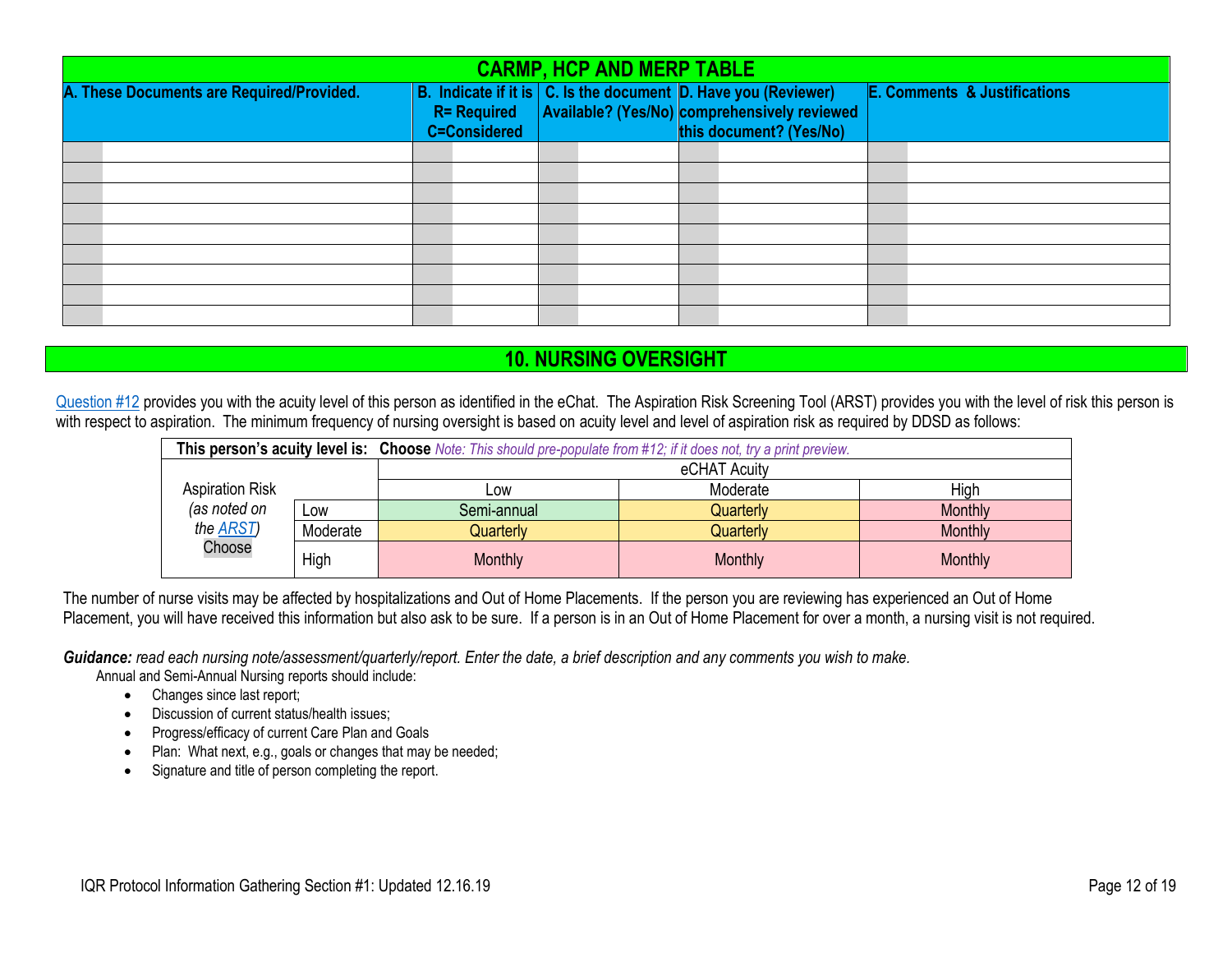## CARMP, HCP AND MERP TABLE

| A. These Documents are Required/Provided. | B. Indicate if it is R= Required C=Considered | C. Is the document Available? (Yes/No) | D. Have you (Reviewer) comprehensively reviewed this document? (Yes/No) | E. Comments & Justifications |
|---|---|---|---|---|
| | | | | |
| | | | | |
| | | | | |
| | | | | |
| | | | | |
| | | | | |
| | | | | |
| | | | | |
| | | | | |

## 10. NURSING OVERSIGHT

Question #12 provides you with the acuity level of this person as identified in the eChat. The Aspiration Risk Screening Tool (ARST) provides you with the level of risk this person is with respect to aspiration. The minimum frequency of nursing oversight is based on acuity level and level of aspiration risk as required by DDSD as follows:

| **This person's acuity level is:** | | **Choose** *Note: This should pre-populate from #12; if it does not, try a print preview.* | | |
|---|---|---|---|---|
| | | eCHAT Acuity | | |
| Aspiration Risk *(as noted on the ARST)* Choose | | Low | Moderate | High |
| | Low | Semi-annual | Quarterly | Monthly |
| | Moderate | Quarterly | Quarterly | Monthly |
| | High | Monthly | Monthly | Monthly |

The number of nurse visits may be affected by hospitalizations and Out of Home Placements. If the person you are reviewing has experienced an Out of Home Placement, you will have received this information but also ask to be sure. If a person is in an Out of Home Placement for over a month, a nursing visit is not required.

***Guidance:*** *read each nursing note/assessment/quarterly/report. Enter the date, a brief description and any comments you wish to make.*

Annual and Semi-Annual Nursing reports should include:

- Changes since last report;
- Discussion of current status/health issues;
- Progress/efficacy of current Care Plan and Goals
- Plan: What next, e.g., goals or changes that may be needed;
- Signature and title of person completing the report.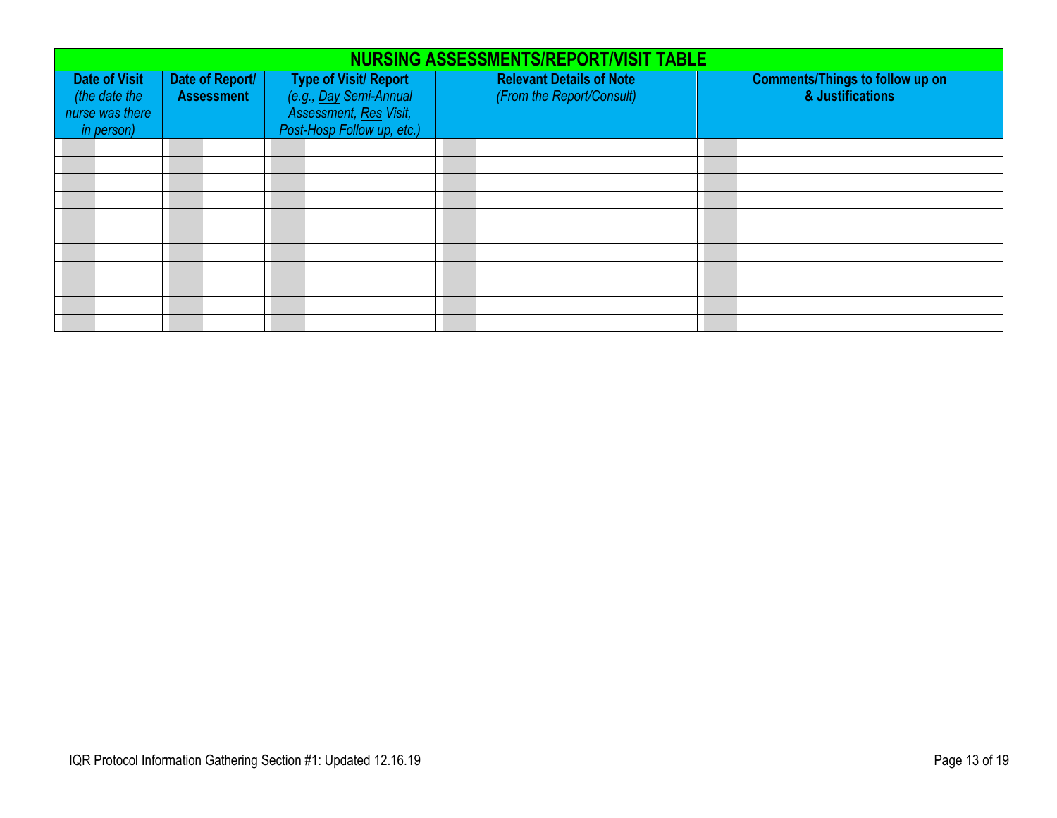| NURSING ASSESSMENTS/REPORT/VISIT TABLE | | | | |
|---|---|---|---|---|
| **Date of Visit** *(the date the nurse was there in person)* | **Date of Report/ Assessment** | **Type of Visit/ Report** *(e.g., Day Semi-Annual Assessment, Res Visit, Post-Hosp Follow up, etc.)* | **Relevant Details of Note** *(From the Report/Consult)* | **Comments/Things to follow up on & Justifications** |
| | | | | |
| | | | | |
| | | | | |
| | | | | |
| | | | | |
| | | | | |
| | | | | |
| | | | | |
| | | | | |
| | | | | |
| | | | | |

IQR Protocol Information Gathering Section #1: Updated 12.16.19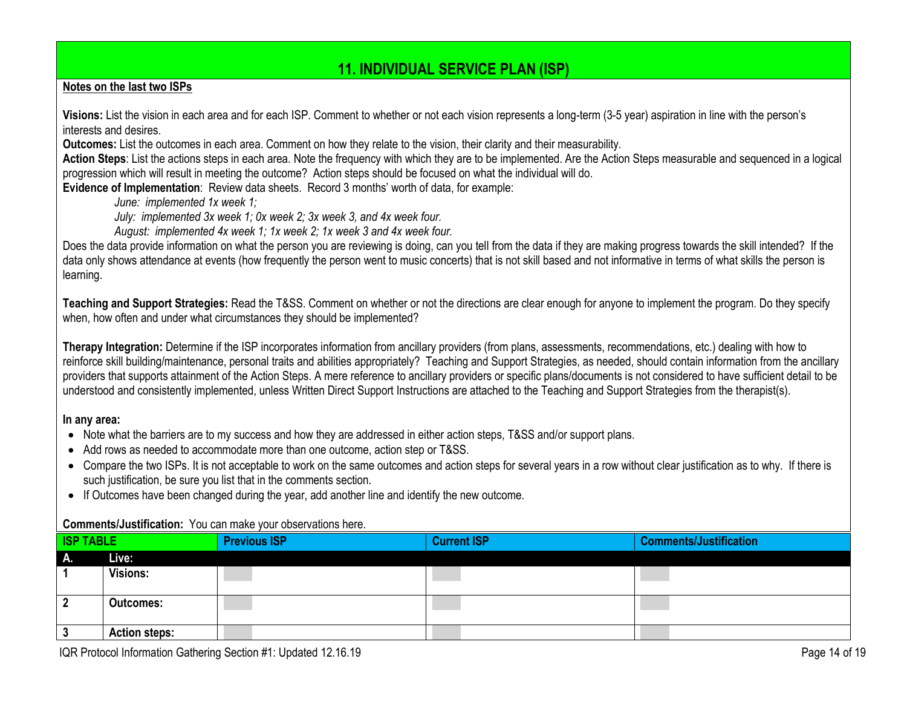## 11. INDIVIDUAL SERVICE PLAN (ISP)

**Notes on the last two ISPs**

**Visions:** List the vision in each area and for each ISP. Comment to whether or not each vision represents a long-term (3-5 year) aspiration in line with the person's interests and desires.

**Outcomes:** List the outcomes in each area. Comment on how they relate to the vision, their clarity and their measurability.

**Action Steps**: List the actions steps in each area. Note the frequency with which they are to be implemented. Are the Action Steps measurable and sequenced in a logical progression which will result in meeting the outcome? Action steps should be focused on what the individual will do.

**Evidence of Implementation**: Review data sheets. Record 3 months' worth of data, for example:

*June: implemented 1x week 1;*
*July: implemented 3x week 1; 0x week 2; 3x week 3, and 4x week four.*
*August: implemented 4x week 1; 1x week 2; 1x week 3 and 4x week four.*

Does the data provide information on what the person you are reviewing is doing, can you tell from the data if they are making progress towards the skill intended? If the data only shows attendance at events (how frequently the person went to music concerts) that is not skill based and not informative in terms of what skills the person is learning.

**Teaching and Support Strategies:** Read the T&SS. Comment on whether or not the directions are clear enough for anyone to implement the program. Do they specify when, how often and under what circumstances they should be implemented?

**Therapy Integration:** Determine if the ISP incorporates information from ancillary providers (from plans, assessments, recommendations, etc.) dealing with how to reinforce skill building/maintenance, personal traits and abilities appropriately? Teaching and Support Strategies, as needed, should contain information from the ancillary providers that supports attainment of the Action Steps. A mere reference to ancillary providers or specific plans/documents is not considered to have sufficient detail to be understood and consistently implemented, unless Written Direct Support Instructions are attached to the Teaching and Support Strategies from the therapist(s).

**In any area:**

- Note what the barriers are to my success and how they are addressed in either action steps, T&SS and/or support plans.
- Add rows as needed to accommodate more than one outcome, action step or T&SS.
- Compare the two ISPs. It is not acceptable to work on the same outcomes and action steps for several years in a row without clear justification as to why. If there is such justification, be sure you list that in the comments section.
- If Outcomes have been changed during the year, add another line and identify the new outcome.

**Comments/Justification:** You can make your observations here.

| ISP TABLE | | Previous ISP | Current ISP | Comments/Justification |
|---|---|---|---|---|
| **A.** | **Live:** | | | |
| **1** | **Visions:** | | | |
| **2** | **Outcomes:** | | | |
| **3** | **Action steps:** | | | |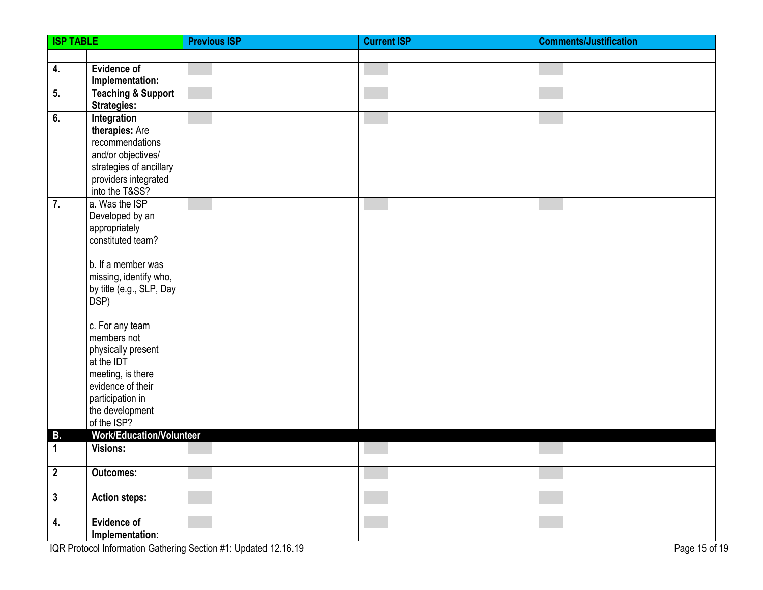| ISP TABLE | | Previous ISP | Current ISP | Comments/Justification |
|---|---|---|---|---|
| | | | | |
| 4. | **Evidence of Implementation:** | | | |
| 5. | **Teaching & Support Strategies:** | | | |
| 6. | **Integration therapies:** Are recommendations and/or objectives/ strategies of ancillary providers integrated into the T&SS? | | | |
| 7. | a. Was the ISP Developed by an appropriately constituted team?<br><br>b. If a member was missing, identify who, by title (e.g., SLP, Day DSP)<br><br>c. For any team members not physically present at the IDT meeting, is there evidence of their participation in the development of the ISP? | | | |
| **B.** | **Work/Education/Volunteer** | | | |
| 1 | **Visions:** | | | |
| 2 | **Outcomes:** | | | |
| 3 | **Action steps:** | | | |
| 4. | **Evidence of Implementation:** | | | |

IQR Protocol Information Gathering Section #1: Updated 12.16.19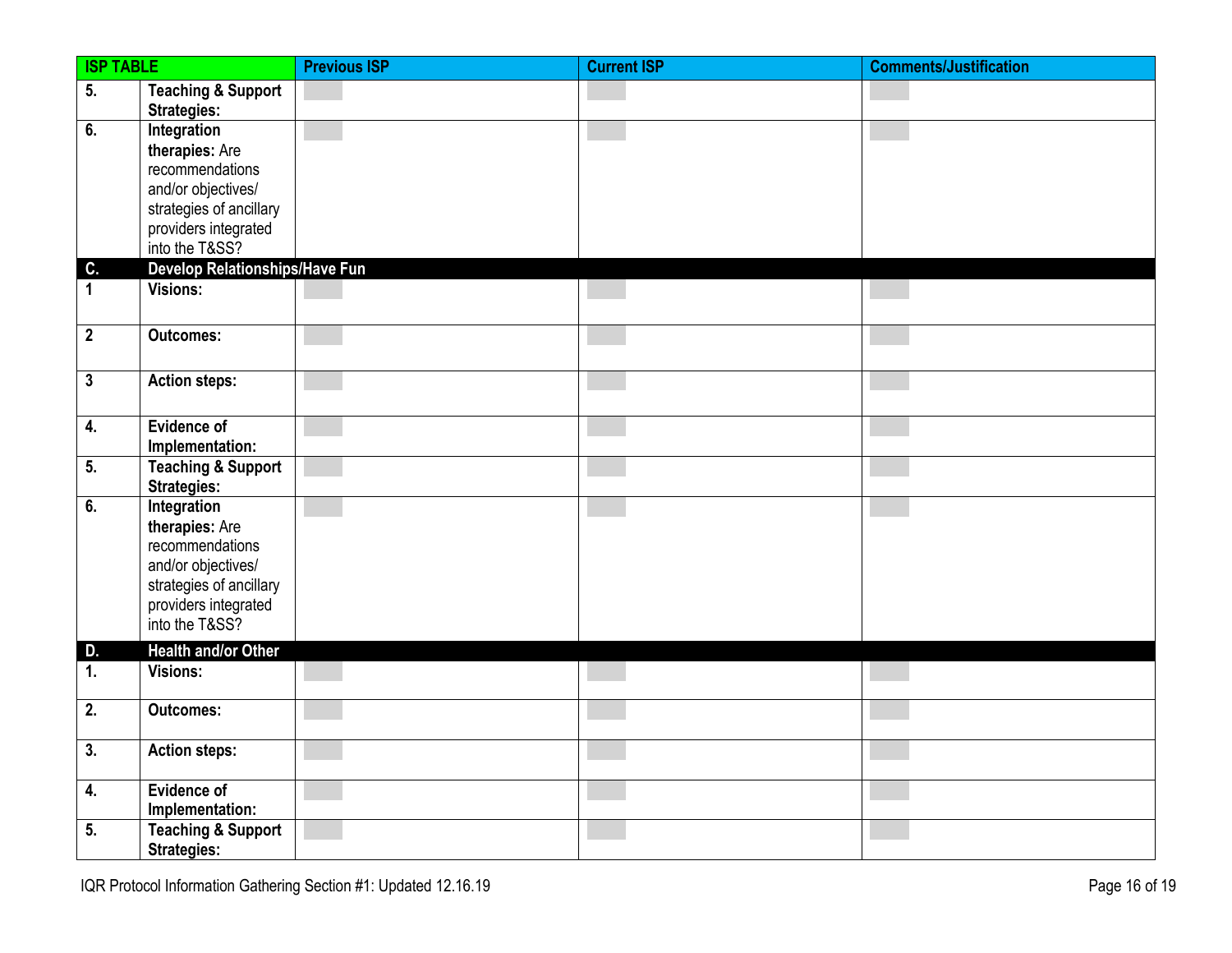| ISP TABLE | | Previous ISP | Current ISP | Comments/Justification |
|---|---|---|---|---|
| 5. | **Teaching & Support Strategies:** | | | |
| 6. | **Integration therapies:** Are recommendations and/or objectives/ strategies of ancillary providers integrated into the T&SS? | | | |
| **C.** | **Develop Relationships/Have Fun** | | | |
| 1 | **Visions:** | | | |
| 2 | **Outcomes:** | | | |
| 3 | **Action steps:** | | | |
| 4. | **Evidence of Implementation:** | | | |
| 5. | **Teaching & Support Strategies:** | | | |
| 6. | **Integration therapies:** Are recommendations and/or objectives/ strategies of ancillary providers integrated into the T&SS? | | | |
| **D.** | **Health and/or Other** | | | |
| 1. | **Visions:** | | | |
| 2. | **Outcomes:** | | | |
| 3. | **Action steps:** | | | |
| 4. | **Evidence of Implementation:** | | | |
| 5. | **Teaching & Support Strategies:** | | | |

IQR Protocol Information Gathering Section #1: Updated 12.16.19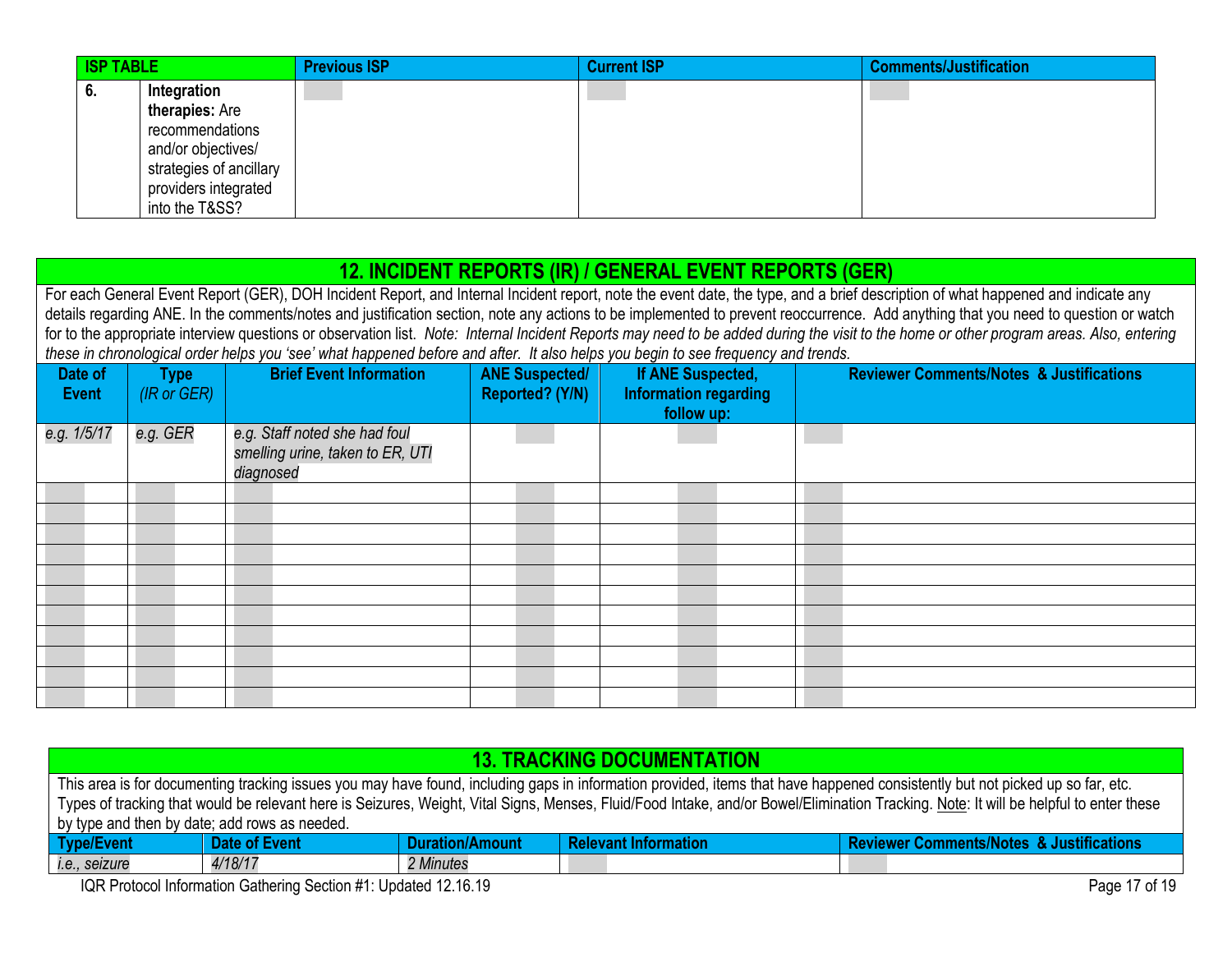| ISP TABLE | | Previous ISP | Current ISP | Comments/Justification |
|---|---|---|---|---|
| 6. | **Integration therapies:** Are recommendations and/or objectives/ strategies of ancillary providers integrated into the T&SS? | | | |

## 12. INCIDENT REPORTS (IR) / GENERAL EVENT REPORTS (GER)

For each General Event Report (GER), DOH Incident Report, and Internal Incident report, note the event date, the type, and a brief description of what happened and indicate any details regarding ANE. In the comments/notes and justification section, note any actions to be implemented to prevent reoccurrence. Add anything that you need to question or watch for to the appropriate interview questions or observation list. *Note: Internal Incident Reports may need to be added during the visit to the home or other program areas. Also, entering these in chronological order helps you 'see' what happened before and after. It also helps you begin to see frequency and trends.*

| Date of Event | Type *(IR or GER)* | Brief Event Information | ANE Suspected/ Reported? (Y/N) | If ANE Suspected, Information regarding follow up: | Reviewer Comments/Notes & Justifications |
|---|---|---|---|---|---|
| *e.g. 1/5/17* | *e.g. GER* | *e.g. Staff noted she had foul smelling urine, taken to ER, UTI diagnosed* | | | |
| | | | | | |
| | | | | | |
| | | | | | |
| | | | | | |
| | | | | | |
| | | | | | |
| | | | | | |
| | | | | | |
| | | | | | |
| | | | | | |
| | | | | | |

## 13. TRACKING DOCUMENTATION

This area is for documenting tracking issues you may have found, including gaps in information provided, items that have happened consistently but not picked up so far, etc. Types of tracking that would be relevant here is Seizures, Weight, Vital Signs, Menses, Fluid/Food Intake, and/or Bowel/Elimination Tracking. Note: It will be helpful to enter these by type and then by date; add rows as needed.

| Type/Event | Date of Event | Duration/Amount | Relevant Information | Reviewer Comments/Notes & Justifications |
|---|---|---|---|---|
| *i.e., seizure* | *4/18/17* | *2 Minutes* | | |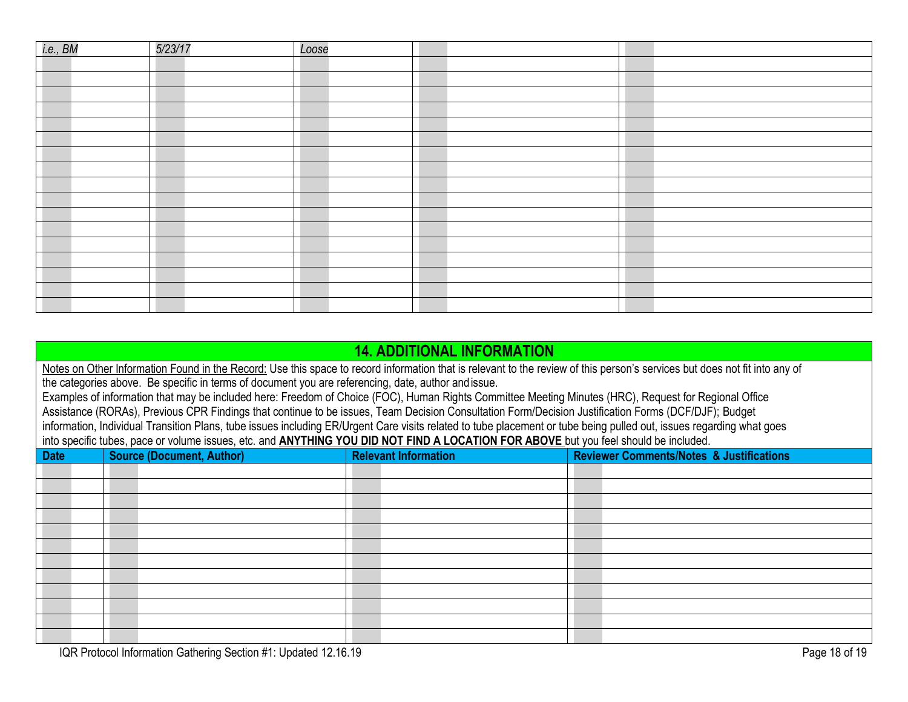| | | | | |
|---|---|---|---|---|
| *i.e., BM* | *5/23/17* | *Loose* | | |
| | | | | |
| | | | | |
| | | | | |
| | | | | |
| | | | | |
| | | | | |
| | | | | |
| | | | | |
| | | | | |
| | | | | |
| | | | | |
| | | | | |
| | | | | |
| | | | | |
| | | | | |
| | | | | |
| | | | | |

## 14. ADDITIONAL INFORMATION

Notes on Other Information Found in the Record: Use this space to record information that is relevant to the review of this person's services but does not fit into any of the categories above. Be specific in terms of document you are referencing, date, author and issue.

Examples of information that may be included here: Freedom of Choice (FOC), Human Rights Committee Meeting Minutes (HRC), Request for Regional Office Assistance (RORAs), Previous CPR Findings that continue to be issues, Team Decision Consultation Form/Decision Justification Forms (DCF/DJF); Budget information, Individual Transition Plans, tube issues including ER/Urgent Care visits related to tube placement or tube being pulled out, issues regarding what goes into specific tubes, pace or volume issues, etc. and **ANYTHING YOU DID NOT FIND A LOCATION FOR ABOVE** but you feel should be included.

| Date | Source (Document, Author) | Relevant Information | Reviewer Comments/Notes & Justifications |
|---|---|---|---|
| | | | |
| | | | |
| | | | |
| | | | |
| | | | |
| | | | |
| | | | |
| | | | |
| | | | |
| | | | |
| | | | |
| | | | |